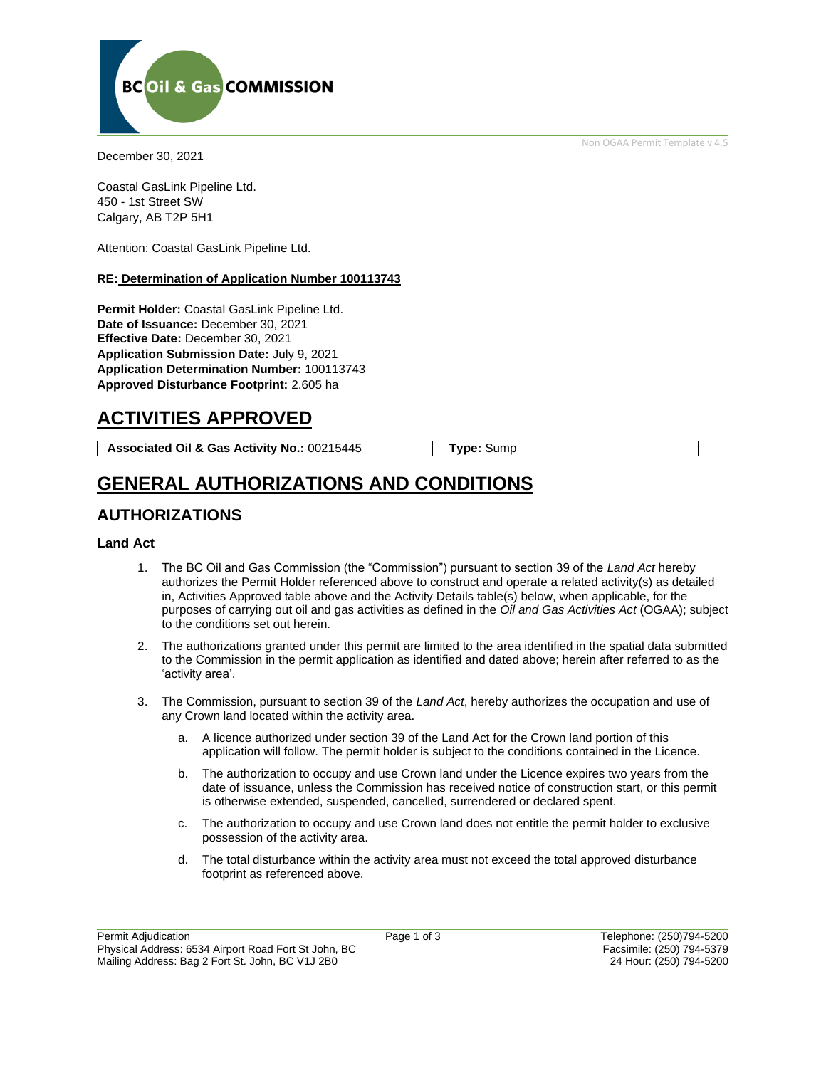Non OGAA Permit Template v 4.5

December 30, 2021

Coastal GasLink Pipeline Ltd.
450 - 1st Street SW
Calgary, AB T2P 5H1

Attention: Coastal GasLink Pipeline Ltd.

**RE: Determination of Application Number 100113743**

**Permit Holder:** Coastal GasLink Pipeline Ltd.
**Date of Issuance:** December 30, 2021
**Effective Date:** December 30, 2021
**Application Submission Date:** July 9, 2021
**Application Determination Number:** 100113743
**Approved Disturbance Footprint:** 2.605 ha

# ACTIVITIES APPROVED

| **Associated Oil & Gas Activity No.:** 00215445 | **Type:** Sump |
|---|---|

# GENERAL AUTHORIZATIONS AND CONDITIONS

## AUTHORIZATIONS

### Land Act

1. The BC Oil and Gas Commission (the "Commission") pursuant to section 39 of the *Land Act* hereby authorizes the Permit Holder referenced above to construct and operate a related activity(s) as detailed in, Activities Approved table above and the Activity Details table(s) below, when applicable, for the purposes of carrying out oil and gas activities as defined in the *Oil and Gas Activities Act* (OGAA); subject to the conditions set out herein.

2. The authorizations granted under this permit are limited to the area identified in the spatial data submitted to the Commission in the permit application as identified and dated above; herein after referred to as the 'activity area'.

3. The Commission, pursuant to section 39 of the *Land Act*, hereby authorizes the occupation and use of any Crown land located within the activity area.

   a. A licence authorized under section 39 of the Land Act for the Crown land portion of this application will follow. The permit holder is subject to the conditions contained in the Licence.

   b. The authorization to occupy and use Crown land under the Licence expires two years from the date of issuance, unless the Commission has received notice of construction start, or this permit is otherwise extended, suspended, cancelled, surrendered or declared spent.

   c. The authorization to occupy and use Crown land does not entitle the permit holder to exclusive possession of the activity area.

   d. The total disturbance within the activity area must not exceed the total approved disturbance footprint as referenced above.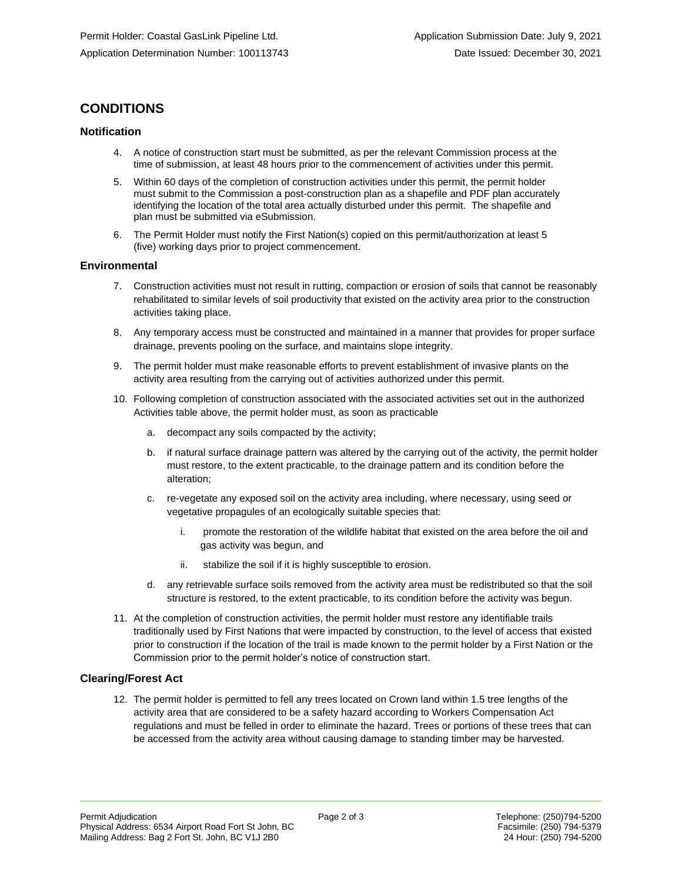## CONDITIONS

### Notification

4. A notice of construction start must be submitted, as per the relevant Commission process at the time of submission, at least 48 hours prior to the commencement of activities under this permit.
5. Within 60 days of the completion of construction activities under this permit, the permit holder must submit to the Commission a post-construction plan as a shapefile and PDF plan accurately identifying the location of the total area actually disturbed under this permit. The shapefile and plan must be submitted via eSubmission.
6. The Permit Holder must notify the First Nation(s) copied on this permit/authorization at least 5 (five) working days prior to project commencement.

### Environmental

7. Construction activities must not result in rutting, compaction or erosion of soils that cannot be reasonably rehabilitated to similar levels of soil productivity that existed on the activity area prior to the construction activities taking place.
8. Any temporary access must be constructed and maintained in a manner that provides for proper surface drainage, prevents pooling on the surface, and maintains slope integrity.
9. The permit holder must make reasonable efforts to prevent establishment of invasive plants on the activity area resulting from the carrying out of activities authorized under this permit.
10. Following completion of construction associated with the associated activities set out in the authorized Activities table above, the permit holder must, as soon as practicable
    a. decompact any soils compacted by the activity;
    b. if natural surface drainage pattern was altered by the carrying out of the activity, the permit holder must restore, to the extent practicable, to the drainage pattern and its condition before the alteration;
    c. re-vegetate any exposed soil on the activity area including, where necessary, using seed or vegetative propagules of an ecologically suitable species that:
        i. promote the restoration of the wildlife habitat that existed on the area before the oil and gas activity was begun, and
        ii. stabilize the soil if it is highly susceptible to erosion.
    d. any retrievable surface soils removed from the activity area must be redistributed so that the soil structure is restored, to the extent practicable, to its condition before the activity was begun.
11. At the completion of construction activities, the permit holder must restore any identifiable trails traditionally used by First Nations that were impacted by construction, to the level of access that existed prior to construction if the location of the trail is made known to the permit holder by a First Nation or the Commission prior to the permit holder's notice of construction start.

### Clearing/Forest Act

12. The permit holder is permitted to fell any trees located on Crown land within 1.5 tree lengths of the activity area that are considered to be a safety hazard according to Workers Compensation Act regulations and must be felled in order to eliminate the hazard. Trees or portions of these trees that can be accessed from the activity area without causing damage to standing timber may be harvested.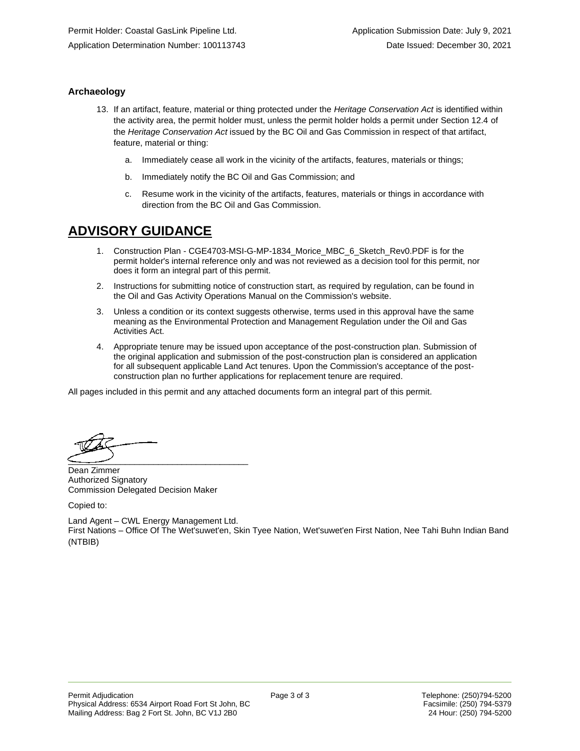**Archaeology**

13. If an artifact, feature, material or thing protected under the *Heritage Conservation Act* is identified within the activity area, the permit holder must, unless the permit holder holds a permit under Section 12.4 of the *Heritage Conservation Act* issued by the BC Oil and Gas Commission in respect of that artifact, feature, material or thing:

    a. Immediately cease all work in the vicinity of the artifacts, features, materials or things;

    b. Immediately notify the BC Oil and Gas Commission; and

    c. Resume work in the vicinity of the artifacts, features, materials or things in accordance with direction from the BC Oil and Gas Commission.

# ADVISORY GUIDANCE

1. Construction Plan - CGE4703-MSI-G-MP-1834_Morice_MBC_6_Sketch_Rev0.PDF is for the permit holder's internal reference only and was not reviewed as a decision tool for this permit, nor does it form an integral part of this permit.
2. Instructions for submitting notice of construction start, as required by regulation, can be found in the Oil and Gas Activity Operations Manual on the Commission's website.
3. Unless a condition or its context suggests otherwise, terms used in this approval have the same meaning as the Environmental Protection and Management Regulation under the Oil and Gas Activities Act.
4. Appropriate tenure may be issued upon acceptance of the post-construction plan. Submission of the original application and submission of the post-construction plan is considered an application for all subsequent applicable Land Act tenures. Upon the Commission's acceptance of the post-construction plan no further applications for replacement tenure are required.

All pages included in this permit and any attached documents form an integral part of this permit.

Dean Zimmer
Authorized Signatory
Commission Delegated Decision Maker

Copied to:

Land Agent – CWL Energy Management Ltd.
First Nations – Office Of The Wet'suwet'en, Skin Tyee Nation, Wet'suwet'en First Nation, Nee Tahi Buhn Indian Band (NTBIB)